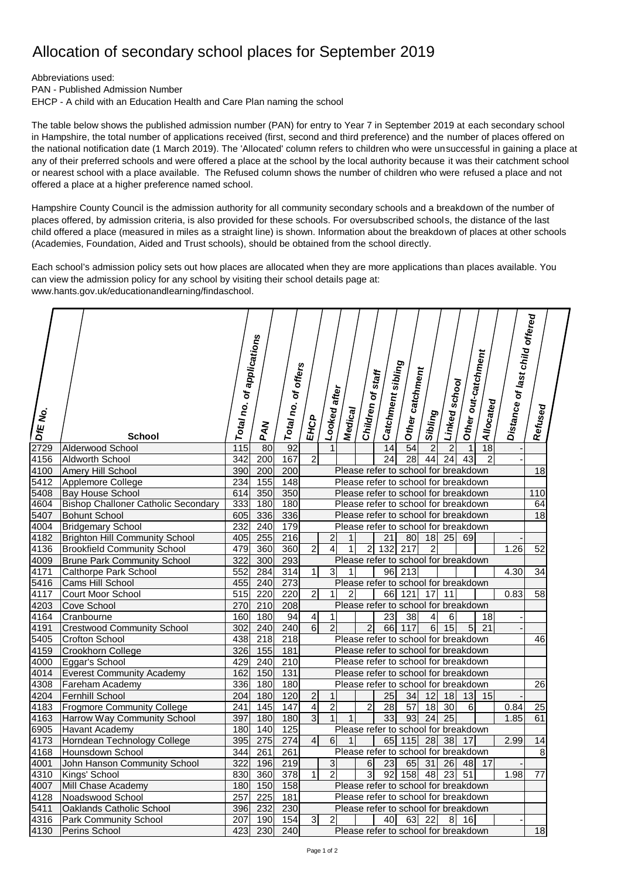# Allocation of secondary school places for September 2019

Abbreviations used:
PAN - Published Admission Number
EHCP - A child with an Education Health and Care Plan naming the school

The table below shows the published admission number (PAN) for entry to Year 7 in September 2019 at each secondary school in Hampshire, the total number of applications received (first, second and third preference) and the number of places offered on the national notification date (1 March 2019). The 'Allocated' column refers to children who were unsuccessful in gaining a place at any of their preferred schools and were offered a place at the school by the local authority because it was their catchment school or nearest school with a place available. The Refused column shows the number of children who were refused a place and not offered a place at a higher preference named school.

Hampshire County Council is the admission authority for all community secondary schools and a breakdown of the number of places offered, by admission criteria, is also provided for these schools. For oversubscribed schools, the distance of the last child offered a place (measured in miles as a straight line) is shown. Information about the breakdown of places at other schools (Academies, Foundation, Aided and Trust schools), should be obtained from the school directly.

Each school's admission policy sets out how places are allocated when they are more applications than places available. You can view the admission policy for any school by visiting their school details page at:
www.hants.gov.uk/educationandlearning/findaschool.

| DfE No. | School | Total no. of applications | PAN | Total no. of offers | EHCP | Looked after | Medical | Children of staff | Catchment sibling | Other catchment | Sibling | Linked school | Other out-catchment | Allocated | Distance of last child offered | Refused |
|---|---|---|---|---|---|---|---|---|---|---|---|---|---|---|---|---|
| 2729 | Alderwood School | 115 | 80 | 92 | | 1 | | | 14 | 54 | 2 | 2 | 1 | 18 | - | |
| 4156 | Aldworth School | 342 | 200 | 167 | 2 | | | | 24 | 28 | 44 | 24 | 43 | 2 | - | |
| 4100 | Amery Hill School | 390 | 200 | 200 | Please refer to school for breakdown | | | | | | | | | | | 18 |
| 5412 | Applemore College | 234 | 155 | 148 | Please refer to school for breakdown | | | | | | | | | | | |
| 5408 | Bay House School | 614 | 350 | 350 | Please refer to school for breakdown | | | | | | | | | | | 110 |
| 4604 | Bishop Challoner Catholic Secondary | 333 | 180 | 180 | Please refer to school for breakdown | | | | | | | | | | | 64 |
| 5407 | Bohunt School | 605 | 336 | 336 | Please refer to school for breakdown | | | | | | | | | | | 18 |
| 4004 | Bridgemary School | 232 | 240 | 179 | Please refer to school for breakdown | | | | | | | | | | | |
| 4182 | Brighton Hill Community School | 405 | 255 | 216 | | 2 | 1 | | 21 | 80 | 18 | 25 | 69 | | - | |
| 4136 | Brookfield Community School | 479 | 360 | 360 | 2 | 4 | 1 | 2 | 132 | 217 | 2 | | | | 1.26 | 52 |
| 4009 | Brune Park Community School | 322 | 300 | 293 | Please refer to school for breakdown | | | | | | | | | | | |
| 4171 | Calthorpe Park School | 552 | 284 | 314 | 1 | 3 | 1 | | 96 | 213 | | | | | 4.30 | 34 |
| 5416 | Cams Hill School | 455 | 240 | 273 | Please refer to school for breakdown | | | | | | | | | | | |
| 4117 | Court Moor School | 515 | 220 | 220 | 2 | 1 | 2 | | 66 | 121 | 17 | 11 | | | 0.83 | 58 |
| 4203 | Cove School | 270 | 210 | 208 | Please refer to school for breakdown | | | | | | | | | | | |
| 4164 | Cranbourne | 160 | 180 | 94 | 4 | 1 | | | 23 | 38 | 4 | 6 | | 18 | - | |
| 4191 | Crestwood Community School | 302 | 240 | 240 | 6 | 2 | | 2 | 66 | 117 | 6 | 15 | 5 | 21 | - | |
| 5405 | Crofton School | 438 | 218 | 218 | Please refer to school for breakdown | | | | | | | | | | | 46 |
| 4159 | Crookhorn College | 326 | 155 | 181 | Please refer to school for breakdown | | | | | | | | | | | |
| 4000 | Eggar's School | 429 | 240 | 210 | Please refer to school for breakdown | | | | | | | | | | | |
| 4014 | Everest Community Academy | 162 | 150 | 131 | Please refer to school for breakdown | | | | | | | | | | | |
| 4308 | Fareham Academy | 336 | 180 | 180 | Please refer to school for breakdown | | | | | | | | | | | 26 |
| 4204 | Fernhill School | 204 | 180 | 120 | 2 | 1 | | | 25 | 34 | 12 | 18 | 13 | 15 | - | |
| 4183 | Frogmore Community College | 241 | 145 | 147 | 4 | 2 | | 2 | 28 | 57 | 18 | 30 | 6 | | 0.84 | 25 |
| 4163 | Harrow Way Community School | 397 | 180 | 180 | 3 | 1 | 1 | | 33 | 93 | 24 | 25 | | | 1.85 | 61 |
| 6905 | Havant Academy | 180 | 140 | 125 | Please refer to school for breakdown | | | | | | | | | | | |
| 4173 | Horndean Technology College | 395 | 275 | 274 | 4 | 6 | 1 | | 65 | 115 | 28 | 38 | 17 | | 2.99 | 14 |
| 4168 | Hounsdown School | 344 | 261 | 261 | Please refer to school for breakdown | | | | | | | | | | | 8 |
| 4001 | John Hanson Community School | 322 | 196 | 219 | | 3 | | 6 | 23 | 65 | 31 | 26 | 48 | 17 | - | |
| 4310 | Kings' School | 830 | 360 | 378 | 1 | 2 | | 3 | 92 | 158 | 48 | 23 | 51 | | 1.98 | 77 |
| 4007 | Mill Chase Academy | 180 | 150 | 158 | Please refer to school for breakdown | | | | | | | | | | | |
| 4128 | Noadswood School | 257 | 225 | 181 | Please refer to school for breakdown | | | | | | | | | | | |
| 5411 | Oaklands Catholic School | 396 | 232 | 230 | Please refer to school for breakdown | | | | | | | | | | | |
| 4316 | Park Community School | 207 | 190 | 154 | 3 | 2 | | | 40 | 63 | 22 | 8 | 16 | | - | |
| 4130 | Perins School | 423 | 230 | 240 | Please refer to school for breakdown | | | | | | | | | | | 18 |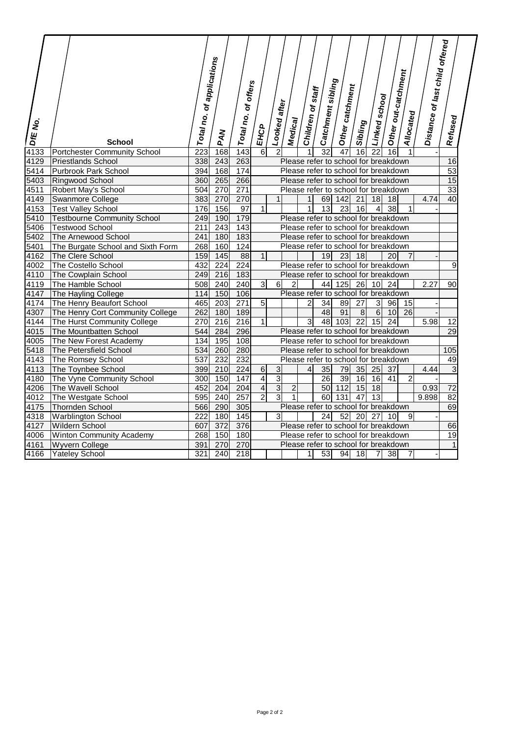| DfE No. | School | Total no. of applications | PAN | Total no. of offers | EHCP | Looked after | Medical | Children of staff | Catchment sibling | Other catchment | Sibling | Linked school | Other out-catchment | Allocated | Distance of last child offered | Refused |
|---|---|---|---|---|---|---|---|---|---|---|---|---|---|---|---|---|
| 4133 | Portchester Community School | 223 | 168 | 143 | 6 | 2 | | 1 | 32 | 47 | 16 | 22 | 16 | 1 | - | |
| 4129 | Priestlands School | 338 | 243 | 263 | Please refer to school for breakdown | | | | | | | | | | | 16 |
| 5414 | Purbrook Park School | 394 | 168 | 174 | Please refer to school for breakdown | | | | | | | | | | | 53 |
| 5403 | Ringwood School | 360 | 265 | 266 | Please refer to school for breakdown | | | | | | | | | | | 15 |
| 4511 | Robert May's School | 504 | 270 | 271 | Please refer to school for breakdown | | | | | | | | | | | 33 |
| 4149 | Swanmore College | 383 | 270 | 270 | | 1 | | 1 | 69 | 142 | 21 | 18 | 18 | | 4.74 | 40 |
| 4153 | Test Valley School | 176 | 156 | 97 | 1 | | | 1 | 13 | 23 | 16 | 4 | 38 | 1 | - | |
| 5410 | Testbourne Community School | 249 | 190 | 179 | Please refer to school for breakdown | | | | | | | | | | | |
| 5406 | Testwood School | 211 | 243 | 143 | Please refer to school for breakdown | | | | | | | | | | | |
| 5402 | The Arnewood School | 241 | 180 | 183 | Please refer to school for breakdown | | | | | | | | | | | |
| 5401 | The Burgate School and Sixth Form | 268 | 160 | 124 | Please refer to school for breakdown | | | | | | | | | | | |
| 4162 | The Clere School | 159 | 145 | 88 | 1 | | | | 19 | 23 | 18 | | 20 | 7 | - | |
| 4002 | The Costello School | 432 | 224 | 224 | Please refer to school for breakdown | | | | | | | | | | | 9 |
| 4110 | The Cowplain School | 249 | 216 | 183 | Please refer to school for breakdown | | | | | | | | | | | |
| 4119 | The Hamble School | 508 | 240 | 240 | 3 | 6 | 2 | | 44 | 125 | 26 | 10 | 24 | | 2.27 | 90 |
| 4147 | The Hayling College | 114 | 150 | 106 | Please refer to school for breakdown | | | | | | | | | | | |
| 4174 | The Henry Beaufort School | 465 | 203 | 271 | 5 | | | 2 | 34 | 89 | 27 | 3 | 96 | 15 | - | |
| 4307 | The Henry Cort Community College | 262 | 180 | 189 | | | | | 48 | 91 | 8 | 6 | 10 | 26 | - | |
| 4144 | The Hurst Community College | 270 | 216 | 216 | 1 | | | 3 | 48 | 103 | 22 | 15 | 24 | | 5.98 | 12 |
| 4015 | The Mountbatten School | 544 | 284 | 296 | Please refer to school for breakdown | | | | | | | | | | | 29 |
| 4005 | The New Forest Academy | 134 | 195 | 108 | Please refer to school for breakdown | | | | | | | | | | | |
| 5418 | The Petersfield School | 534 | 260 | 280 | Please refer to school for breakdown | | | | | | | | | | | 105 |
| 4143 | The Romsey School | 537 | 232 | 232 | Please refer to school for breakdown | | | | | | | | | | | 49 |
| 4113 | The Toynbee School | 399 | 210 | 224 | 6 | 3 | | 4 | 35 | 79 | 35 | 25 | 37 | | 4.44 | 3 |
| 4180 | The Vyne Community School | 300 | 150 | 147 | 4 | 3 | | | 26 | 39 | 16 | 16 | 41 | 2 | - | |
| 4206 | The Wavell School | 452 | 204 | 204 | 4 | 3 | 2 | | 50 | 112 | 15 | 18 | | | 0.93 | 72 |
| 4012 | The Westgate School | 595 | 240 | 257 | 2 | 3 | 1 | | 60 | 131 | 47 | 13 | | | 9.898 | 82 |
| 4175 | Thornden School | 566 | 290 | 305 | Please refer to school for breakdown | | | | | | | | | | | 69 |
| 4318 | Warblington School | 222 | 180 | 145 | | 3 | | | 24 | 52 | 20 | 27 | 10 | 9 | - | |
| 4127 | Wildern School | 607 | 372 | 376 | Please refer to school for breakdown | | | | | | | | | | | 66 |
| 4006 | Winton Community Academy | 268 | 150 | 180 | Please refer to school for breakdown | | | | | | | | | | | 19 |
| 4161 | Wyvern College | 391 | 270 | 270 | Please refer to school for breakdown | | | | | | | | | | | 1 |
| 4166 | Yateley School | 321 | 240 | 218 | | | | 1 | 53 | 94 | 18 | 7 | 38 | 7 | - | |